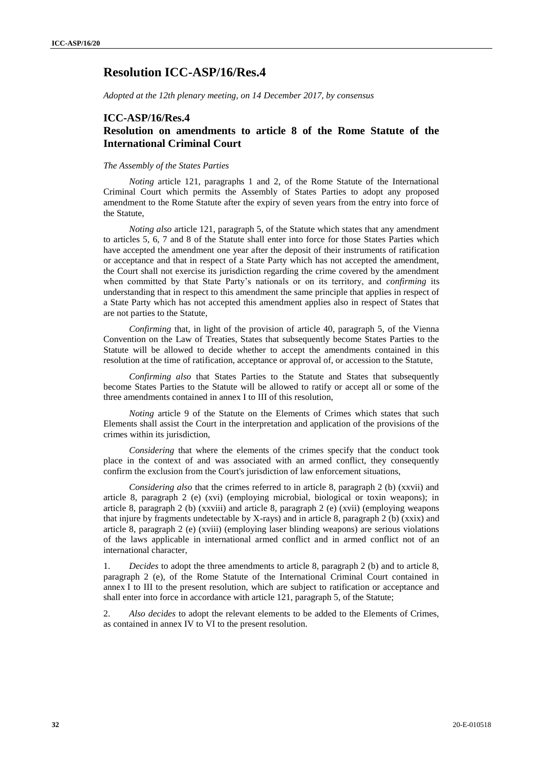# Resolution ICC-ASP/16/Res.4

*Adopted at the 12th plenary meeting, on 14 December 2017, by consensus*

## ICC-ASP/16/Res.4
## Resolution on amendments to article 8 of the Rome Statute of the International Criminal Court

*The Assembly of the States Parties*

*Noting* article 121, paragraphs 1 and 2, of the Rome Statute of the International Criminal Court which permits the Assembly of States Parties to adopt any proposed amendment to the Rome Statute after the expiry of seven years from the entry into force of the Statute,

*Noting also* article 121, paragraph 5, of the Statute which states that any amendment to articles 5, 6, 7 and 8 of the Statute shall enter into force for those States Parties which have accepted the amendment one year after the deposit of their instruments of ratification or acceptance and that in respect of a State Party which has not accepted the amendment, the Court shall not exercise its jurisdiction regarding the crime covered by the amendment when committed by that State Party's nationals or on its territory, and *confirming* its understanding that in respect to this amendment the same principle that applies in respect of a State Party which has not accepted this amendment applies also in respect of States that are not parties to the Statute,

*Confirming* that, in light of the provision of article 40, paragraph 5, of the Vienna Convention on the Law of Treaties, States that subsequently become States Parties to the Statute will be allowed to decide whether to accept the amendments contained in this resolution at the time of ratification, acceptance or approval of, or accession to the Statute,

*Confirming also* that States Parties to the Statute and States that subsequently become States Parties to the Statute will be allowed to ratify or accept all or some of the three amendments contained in annex I to III of this resolution,

*Noting* article 9 of the Statute on the Elements of Crimes which states that such Elements shall assist the Court in the interpretation and application of the provisions of the crimes within its jurisdiction,

*Considering* that where the elements of the crimes specify that the conduct took place in the context of and was associated with an armed conflict, they consequently confirm the exclusion from the Court's jurisdiction of law enforcement situations,

*Considering also* that the crimes referred to in article 8, paragraph 2 (b) (xxvii) and article 8, paragraph 2 (e) (xvi) (employing microbial, biological or toxin weapons); in article 8, paragraph 2 (b) (xxviii) and article 8, paragraph 2 (e) (xvii) (employing weapons that injure by fragments undetectable by X-rays) and in article 8, paragraph 2 (b) (xxix) and article 8, paragraph 2 (e) (xviii) (employing laser blinding weapons) are serious violations of the laws applicable in international armed conflict and in armed conflict not of an international character,

1. *Decides* to adopt the three amendments to article 8, paragraph 2 (b) and to article 8, paragraph 2 (e), of the Rome Statute of the International Criminal Court contained in annex I to III to the present resolution, which are subject to ratification or acceptance and shall enter into force in accordance with article 121, paragraph 5, of the Statute;

2. *Also decides* to adopt the relevant elements to be added to the Elements of Crimes, as contained in annex IV to VI to the present resolution.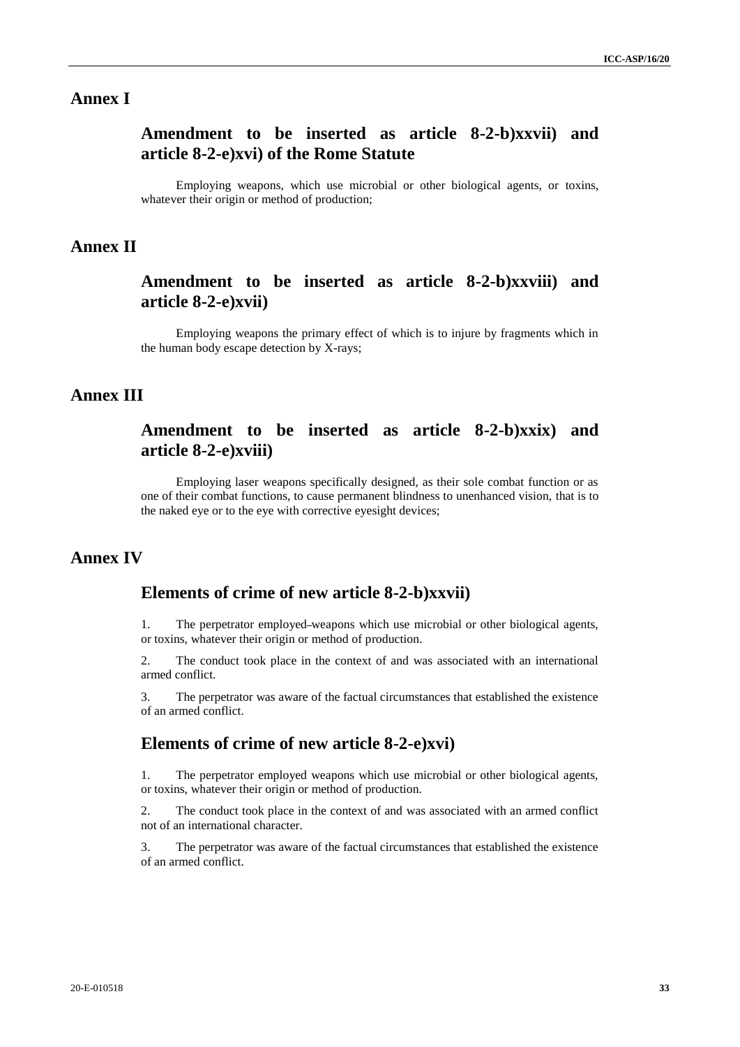# Annex I

## Amendment to be inserted as article 8-2-b)xxvii) and article 8-2-e)xvi) of the Rome Statute

Employing weapons, which use microbial or other biological agents, or toxins, whatever their origin or method of production;

# Annex II

## Amendment to be inserted as article 8-2-b)xxviii) and article 8-2-e)xvii)

Employing weapons the primary effect of which is to injure by fragments which in the human body escape detection by X-rays;

# Annex III

## Amendment to be inserted as article 8-2-b)xxix) and article 8-2-e)xviii)

Employing laser weapons specifically designed, as their sole combat function or as one of their combat functions, to cause permanent blindness to unenhanced vision, that is to the naked eye or to the eye with corrective eyesight devices;

# Annex IV

## Elements of crime of new article 8-2-b)xxvii)

1. The perpetrator employed weapons which use microbial or other biological agents, or toxins, whatever their origin or method of production.

2. The conduct took place in the context of and was associated with an international armed conflict.

3. The perpetrator was aware of the factual circumstances that established the existence of an armed conflict.

## Elements of crime of new article 8-2-e)xvi)

1. The perpetrator employed weapons which use microbial or other biological agents, or toxins, whatever their origin or method of production.

2. The conduct took place in the context of and was associated with an armed conflict not of an international character.

3. The perpetrator was aware of the factual circumstances that established the existence of an armed conflict.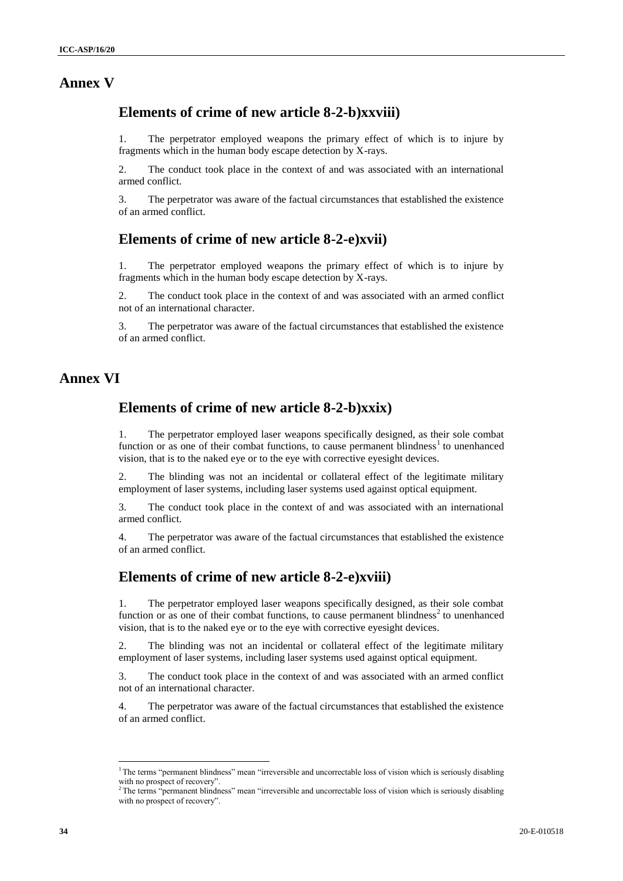# Annex V

## Elements of crime of new article 8-2-b)xxviii)

1. The perpetrator employed weapons the primary effect of which is to injure by fragments which in the human body escape detection by X-rays.

2. The conduct took place in the context of and was associated with an international armed conflict.

3. The perpetrator was aware of the factual circumstances that established the existence of an armed conflict.

## Elements of crime of new article 8-2-e)xvii)

1. The perpetrator employed weapons the primary effect of which is to injure by fragments which in the human body escape detection by X-rays.

2. The conduct took place in the context of and was associated with an armed conflict not of an international character.

3. The perpetrator was aware of the factual circumstances that established the existence of an armed conflict.

# Annex VI

## Elements of crime of new article 8-2-b)xxix)

1. The perpetrator employed laser weapons specifically designed, as their sole combat function or as one of their combat functions, to cause permanent blindness[1] to unenhanced vision, that is to the naked eye or to the eye with corrective eyesight devices.

2. The blinding was not an incidental or collateral effect of the legitimate military employment of laser systems, including laser systems used against optical equipment.

3. The conduct took place in the context of and was associated with an international armed conflict.

4. The perpetrator was aware of the factual circumstances that established the existence of an armed conflict.

## Elements of crime of new article 8-2-e)xviii)

1. The perpetrator employed laser weapons specifically designed, as their sole combat function or as one of their combat functions, to cause permanent blindness[2] to unenhanced vision, that is to the naked eye or to the eye with corrective eyesight devices.

2. The blinding was not an incidental or collateral effect of the legitimate military employment of laser systems, including laser systems used against optical equipment.

3. The conduct took place in the context of and was associated with an armed conflict not of an international character.

4. The perpetrator was aware of the factual circumstances that established the existence of an armed conflict.

---

[1] The terms "permanent blindness" mean "irreversible and uncorrectable loss of vision which is seriously disabling with no prospect of recovery".

[2] The terms "permanent blindness" mean "irreversible and uncorrectable loss of vision which is seriously disabling with no prospect of recovery".